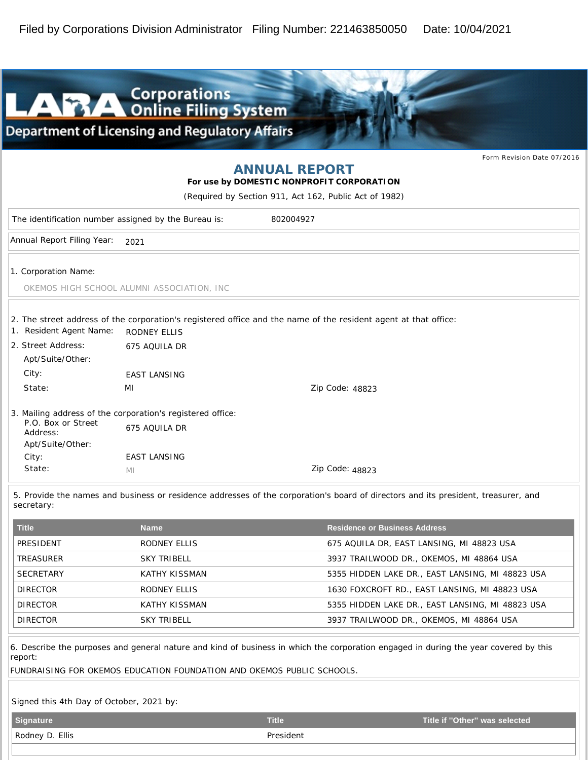Filed by Corporations Division Administrator Filing Number: 221463850050 Date: 10/04/2021

LARA Corporations Online Filing System
Department of Licensing and Regulatory Affairs

Form Revision Date 07/2016

# ANNUAL REPORT

**For use by DOMESTIC NONPROFIT CORPORATION**

(Required by Section 911, Act 162, Public Act of 1982)

The identification number assigned by the Bureau is: 802004927

Annual Report Filing Year: 2021

1. Corporation Name:

OKEMOS HIGH SCHOOL ALUMNI ASSOCIATION, INC

2. The street address of the corporation's registered office and the name of the resident agent at that office:

1. Resident Agent Name: RODNEY ELLIS
2. Street Address: 675 AQUILA DR

Apt/Suite/Other:

City: EAST LANSING

State: MI Zip Code: 48823

3. Mailing address of the corporation's registered office:

P.O. Box or Street Address: 675 AQUILA DR

Apt/Suite/Other:

City: EAST LANSING

State: MI Zip Code: 48823

5. Provide the names and business or residence addresses of the corporation's board of directors and its president, treasurer, and secretary:

| Title | Name | Residence or Business Address |
|---|---|---|
| PRESIDENT | RODNEY ELLIS | 675 AQUILA DR, EAST LANSING, MI 48823 USA |
| TREASURER | SKY TRIBELL | 3937 TRAILWOOD DR., OKEMOS, MI 48864 USA |
| SECRETARY | KATHY KISSMAN | 5355 HIDDEN LAKE DR., EAST LANSING, MI 48823 USA |
| DIRECTOR | RODNEY ELLIS | 1630 FOXCROFT RD., EAST LANSING, MI 48823 USA |
| DIRECTOR | KATHY KISSMAN | 5355 HIDDEN LAKE DR., EAST LANSING, MI 48823 USA |
| DIRECTOR | SKY TRIBELL | 3937 TRAILWOOD DR., OKEMOS, MI 48864 USA |

6. Describe the purposes and general nature and kind of business in which the corporation engaged in during the year covered by this report:

FUNDRAISING FOR OKEMOS EDUCATION FOUNDATION AND OKEMOS PUBLIC SCHOOLS.

Signed this 4th Day of October, 2021 by:

| Signature | Title | Title if "Other" was selected |
|---|---|---|
| Rodney D. Ellis | President | |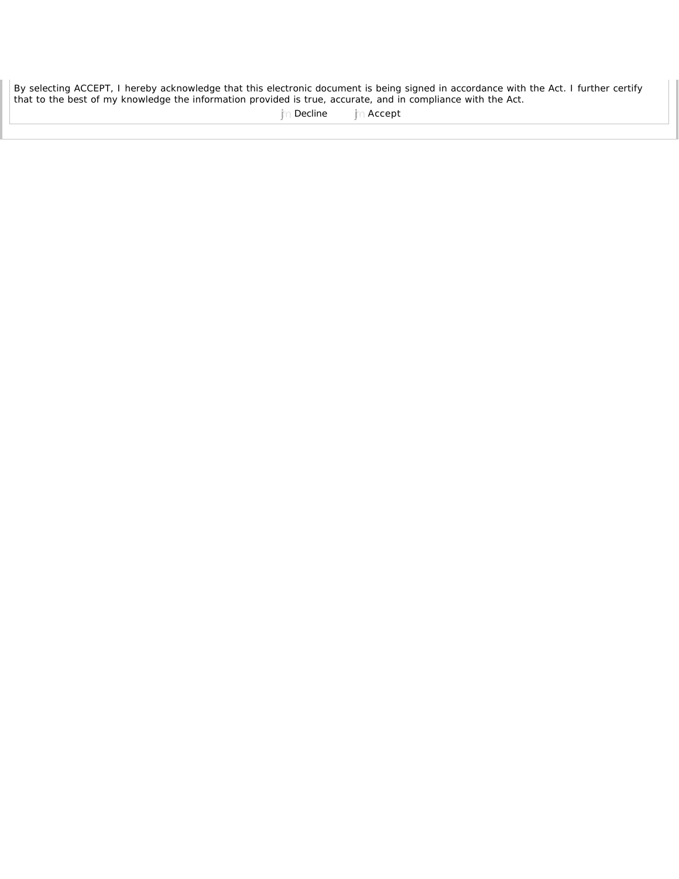By selecting ACCEPT, I hereby acknowledge that this electronic document is being signed in accordance with the Act. I further certify that to the best of my knowledge the information provided is true, accurate, and in compliance with the Act.

Decline    Accept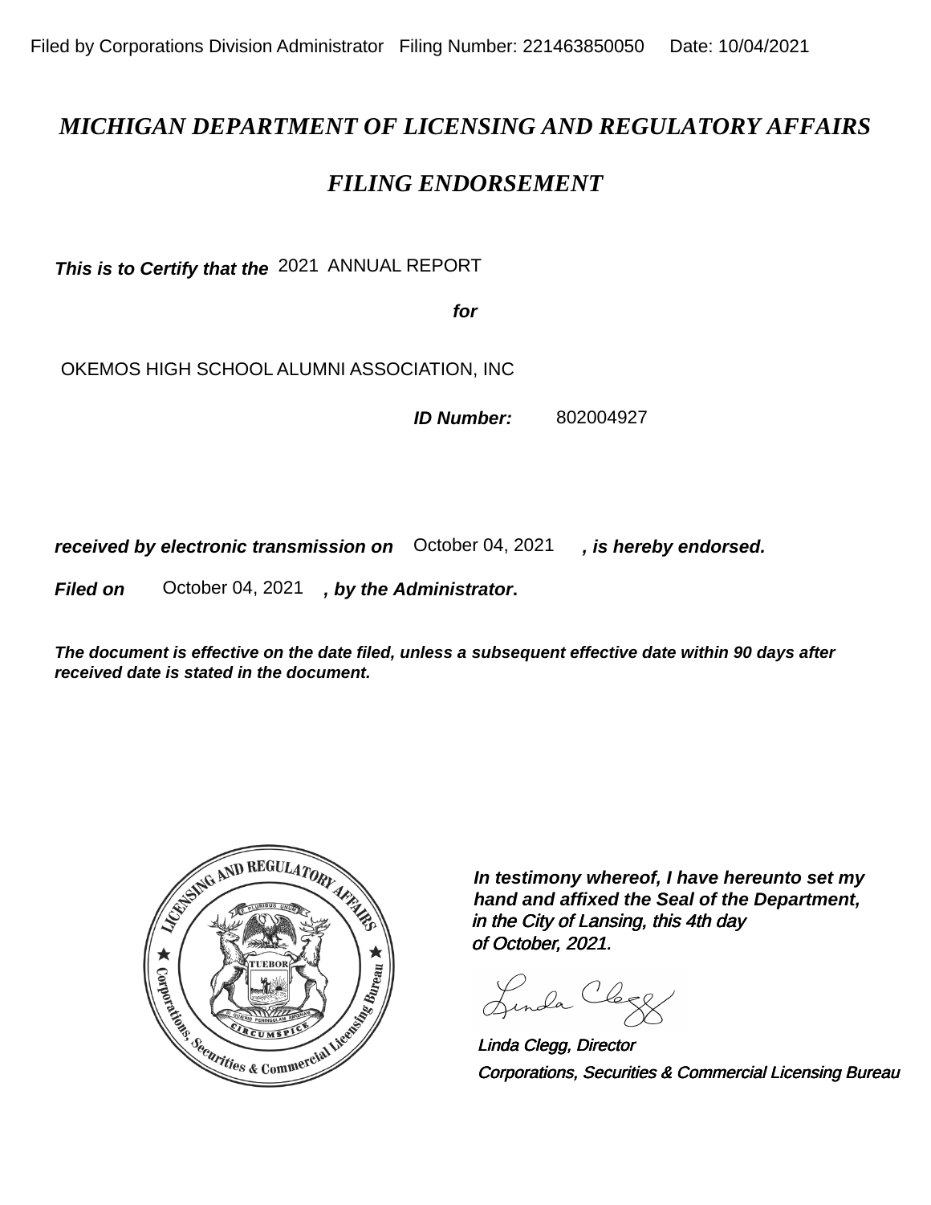Filed by Corporations Division Administrator   Filing Number: 221463850050   Date: 10/04/2021

# *MICHIGAN DEPARTMENT OF LICENSING AND REGULATORY AFFAIRS*

## *FILING ENDORSEMENT*

***This is to Certify that the*** 2021 ANNUAL REPORT

***for***

OKEMOS HIGH SCHOOL ALUMNI ASSOCIATION, INC

***ID Number:*** 802004927

***received by electronic transmission on*** October 04, 2021 ***, is hereby endorsed.***

***Filed on*** October 04, 2021 ***, by the Administrator.***

***The document is effective on the date filed, unless a subsequent effective date within 90 days after received date is stated in the document.***

***In testimony whereof, I have hereunto set my hand and affixed the Seal of the Department, in the City of Lansing, this 4th day of October, 2021.***

*Linda Clegg, Director*
*Corporations, Securities & Commercial Licensing Bureau*